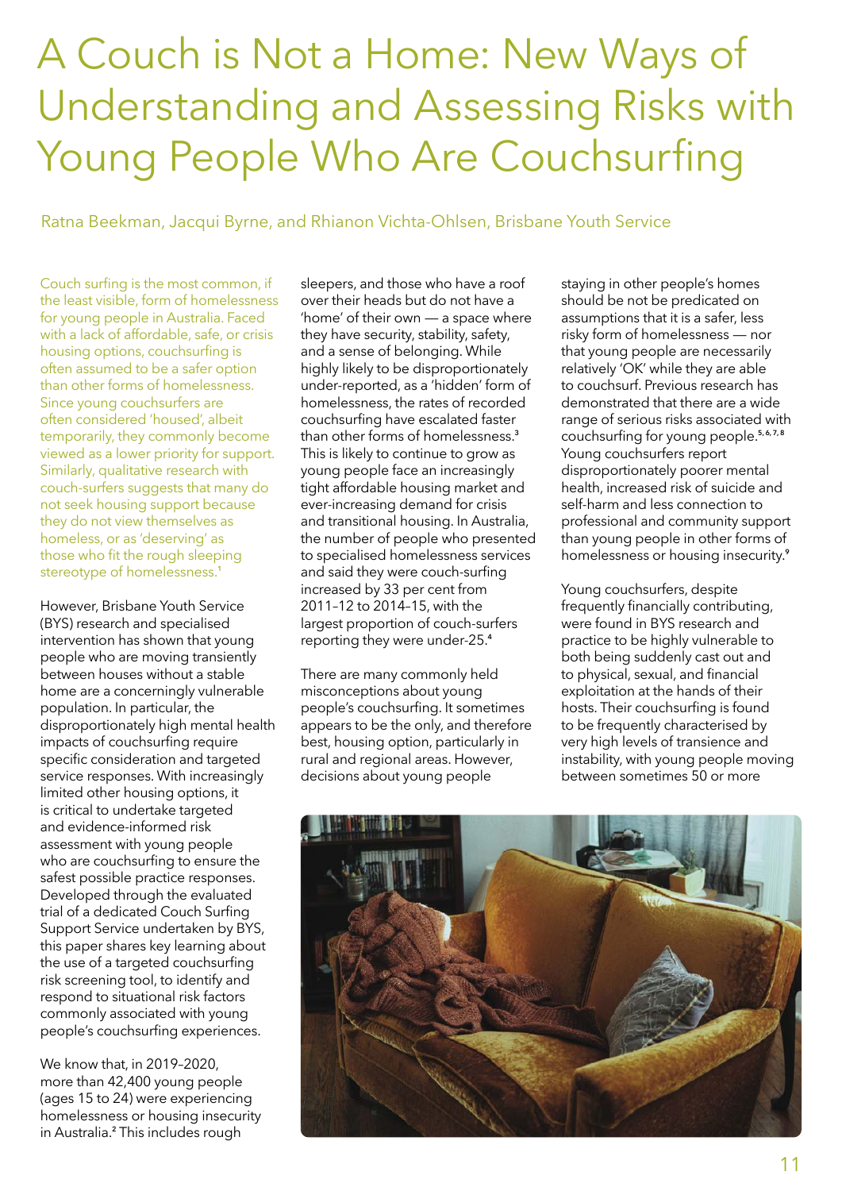# A Couch is Not a Home: New Ways of Understanding and Assessing Risks with Young People Who Are Couchsurfing

Ratna Beekman, Jacqui Byrne, and Rhianon Vichta-Ohlsen, Brisbane Youth Service

Couch surfing is the most common, if the least visible, form of homelessness for young people in Australia. Faced with a lack of affordable, safe, or crisis housing options, couchsurfing is often assumed to be a safer option than other forms of homelessness. Since young couchsurfers are often considered 'housed', albeit temporarily, they commonly become viewed as a lower priority for support. Similarly, qualitative research with couch-surfers suggests that many do not seek housing support because they do not view themselves as homeless, or as 'deserving' as those who fit the rough sleeping stereotype of homelessness.[1]

However, Brisbane Youth Service (BYS) research and specialised intervention has shown that young people who are moving transiently between houses without a stable home are a concerningly vulnerable population. In particular, the disproportionately high mental health impacts of couchsurfing require specific consideration and targeted service responses. With increasingly limited other housing options, it is critical to undertake targeted and evidence-informed risk assessment with young people who are couchsurfing to ensure the safest possible practice responses. Developed through the evaluated trial of a dedicated Couch Surfing Support Service undertaken by BYS, this paper shares key learning about the use of a targeted couchsurfing risk screening tool, to identify and respond to situational risk factors commonly associated with young people's couchsurfing experiences.

We know that, in 2019–2020, more than 42,400 young people (ages 15 to 24) were experiencing homelessness or housing insecurity in Australia.[2] This includes rough sleepers, and those who have a roof over their heads but do not have a 'home' of their own — a space where they have security, stability, safety, and a sense of belonging. While highly likely to be disproportionately under-reported, as a 'hidden' form of homelessness, the rates of recorded couchsurfing have escalated faster than other forms of homelessness.[3] This is likely to continue to grow as young people face an increasingly tight affordable housing market and ever-increasing demand for crisis and transitional housing. In Australia, the number of people who presented to specialised homelessness services and said they were couch-surfing increased by 33 per cent from 2011–12 to 2014–15, with the largest proportion of couch-surfers reporting they were under-25.[4]

There are many commonly held misconceptions about young people's couchsurfing. It sometimes appears to be the only, and therefore best, housing option, particularly in rural and regional areas. However, decisions about young people staying in other people's homes should be not be predicated on assumptions that it is a safer, less risky form of homelessness — nor that young people are necessarily relatively 'OK' while they are able to couchsurf. Previous research has demonstrated that there are a wide range of serious risks associated with couchsurfing for young people.[5,6,7,8] Young couchsurfers report disproportionately poorer mental health, increased risk of suicide and self-harm and less connection to professional and community support than young people in other forms of homelessness or housing insecurity.[9]

Young couchsurfers, despite frequently financially contributing, were found in BYS research and practice to be highly vulnerable to both being suddenly cast out and to physical, sexual, and financial exploitation at the hands of their hosts. Their couchsurfing is found to be frequently characterised by very high levels of transience and instability, with young people moving between sometimes 50 or more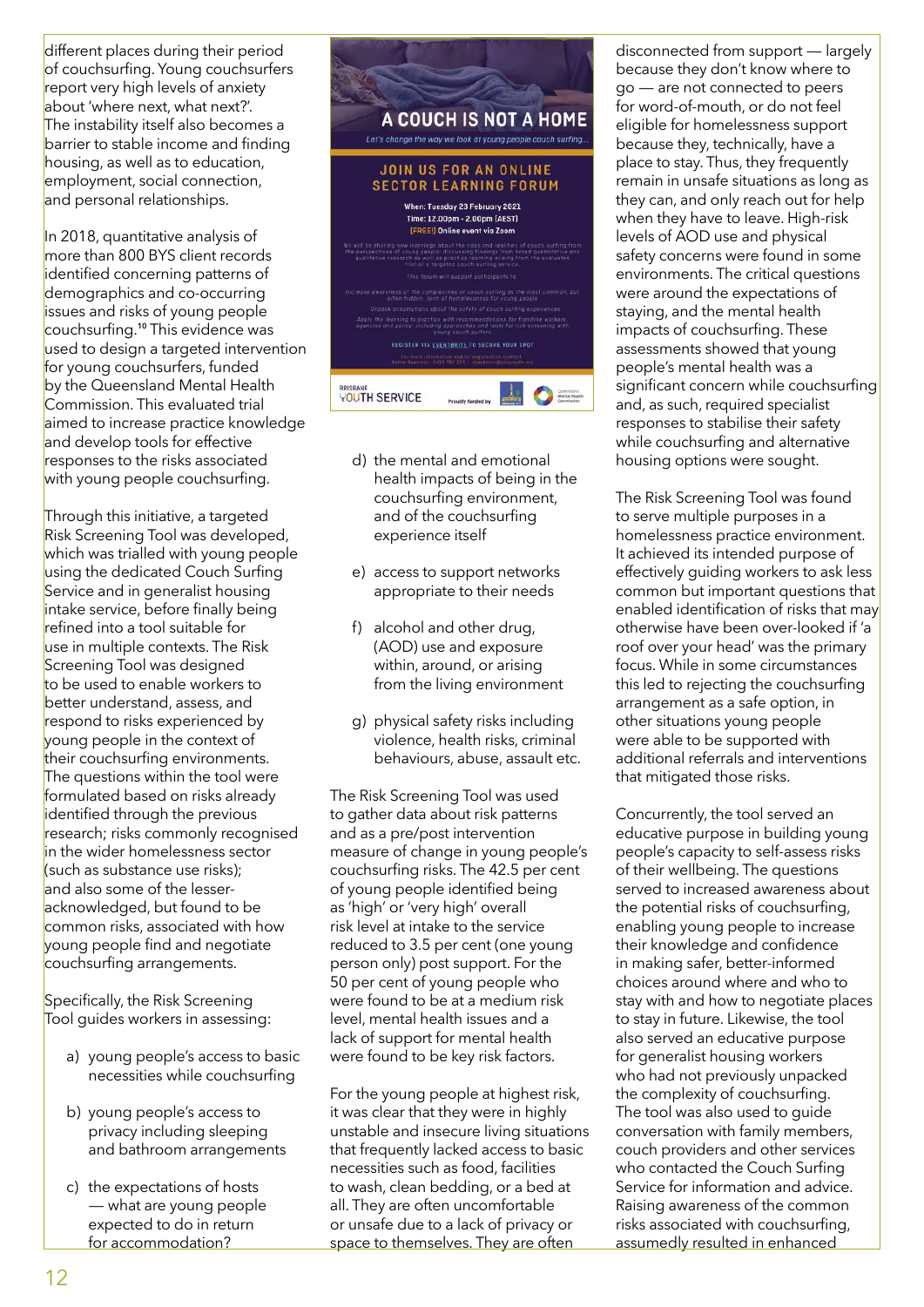different places during their period of couchsurfing. Young couchsurfers report very high levels of anxiety about 'where next, what next?'. The instability itself also becomes a barrier to stable income and finding housing, as well as to education, employment, social connection, and personal relationships.

In 2018, quantitative analysis of more than 800 BYS client records identified concerning patterns of demographics and co-occurring issues and risks of young people couchsurfing.[10] This evidence was used to design a targeted intervention for young couchsurfers, funded by the Queensland Mental Health Commission. This evaluated trial aimed to increase practice knowledge and develop tools for effective responses to the risks associated with young people couchsurfing.

Through this initiative, a targeted Risk Screening Tool was developed, which was trialled with young people using the dedicated Couch Surfing Service and in generalist housing intake service, before finally being refined into a tool suitable for use in multiple contexts. The Risk Screening Tool was designed to be used to enable workers to better understand, assess, and respond to risks experienced by young people in the context of their couchsurfing environments. The questions within the tool were formulated based on risks already identified through the previous research; risks commonly recognised in the wider homelessness sector (such as substance use risks); and also some of the lesser-acknowledged, but found to be common risks, associated with how young people find and negotiate couchsurfing arrangements.

Specifically, the Risk Screening Tool guides workers in assessing:

a) young people's access to basic necessities while couchsurfing

b) young people's access to privacy including sleeping and bathroom arrangements

c) the expectations of hosts — what are young people expected to do in return for accommodation?

d) the mental and emotional health impacts of being in the couchsurfing environment, and of the couchsurfing experience itself

e) access to support networks appropriate to their needs

f) alcohol and other drug, (AOD) use and exposure within, around, or arising from the living environment

g) physical safety risks including violence, health risks, criminal behaviours, abuse, assault etc.

The Risk Screening Tool was used to gather data about risk patterns and as a pre/post intervention measure of change in young people's couchsurfing risks. The 42.5 per cent of young people identified being as 'high' or 'very high' overall risk level at intake to the service reduced to 3.5 per cent (one young person only) post support. For the 50 per cent of young people who were found to be at a medium risk level, mental health issues and a lack of support for mental health were found to be key risk factors.

For the young people at highest risk, it was clear that they were in highly unstable and insecure living situations that frequently lacked access to basic necessities such as food, facilities to wash, clean bedding, or a bed at all. They are often uncomfortable or unsafe due to a lack of privacy or space to themselves. They are often disconnected from support — largely because they don't know where to go — are not connected to peers for word-of-mouth, or do not feel eligible for homelessness support because they, technically, have a place to stay. Thus, they frequently remain in unsafe situations as long as they can, and only reach out for help when they have to leave. High-risk levels of AOD use and physical safety concerns were found in some environments. The critical questions were around the expectations of staying, and the mental health impacts of couchsurfing. These assessments showed that young people's mental health was a significant concern while couchsurfing and, as such, required specialist responses to stabilise their safety while couchsurfing and alternative housing options were sought.

The Risk Screening Tool was found to serve multiple purposes in a homelessness practice environment. It achieved its intended purpose of effectively guiding workers to ask less common but important questions that enabled identification of risks that may otherwise have been over-looked if 'a roof over your head' was the primary focus. While in some circumstances this led to rejecting the couchsurfing arrangement as a safe option, in other situations young people were able to be supported with additional referrals and interventions that mitigated those risks.

Concurrently, the tool served an educative purpose in building young people's capacity to self-assess risks of their wellbeing. The questions served to increased awareness about the potential risks of couchsurfing, enabling young people to increase their knowledge and confidence in making safer, better-informed choices around where and who to stay with and how to negotiate places to stay in future. Likewise, the tool also served an educative purpose for generalist housing workers who had not previously unpacked the complexity of couchsurfing. The tool was also used to guide conversation with family members, couch providers and other services who contacted the Couch Surfing Service for information and advice. Raising awareness of the common risks associated with couchsurfing, assumedly resulted in enhanced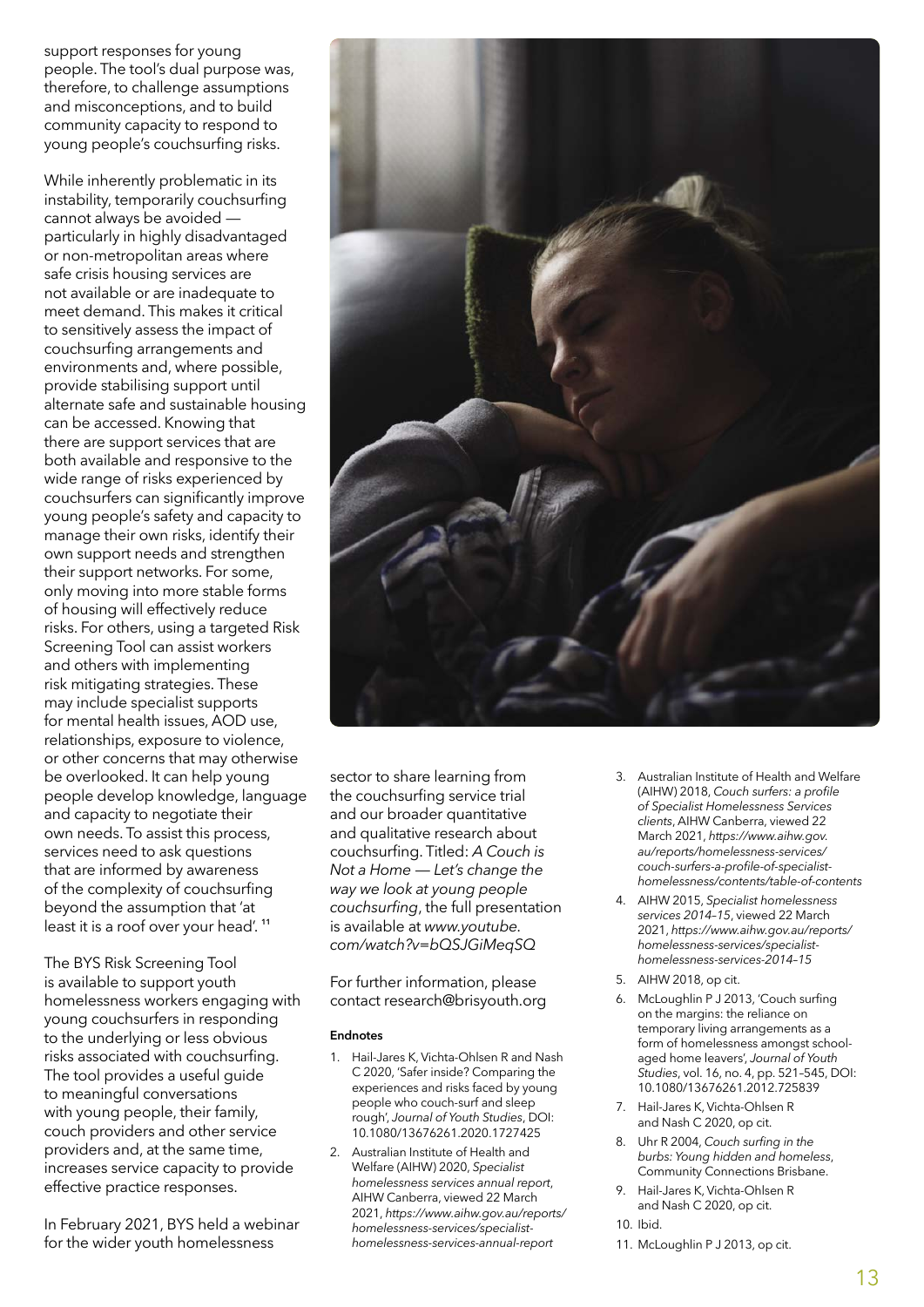support responses for young people. The tool's dual purpose was, therefore, to challenge assumptions and misconceptions, and to build community capacity to respond to young people's couchsurfing risks.

While inherently problematic in its instability, temporarily couchsurfing cannot always be avoided — particularly in highly disadvantaged or non-metropolitan areas where safe crisis housing services are not available or are inadequate to meet demand. This makes it critical to sensitively assess the impact of couchsurfing arrangements and environments and, where possible, provide stabilising support until alternate safe and sustainable housing can be accessed. Knowing that there are support services that are both available and responsive to the wide range of risks experienced by couchsurfers can significantly improve young people's safety and capacity to manage their own risks, identify their own support needs and strengthen their support networks. For some, only moving into more stable forms of housing will effectively reduce risks. For others, using a targeted Risk Screening Tool can assist workers and others with implementing risk mitigating strategies. These may include specialist supports for mental health issues, AOD use, relationships, exposure to violence, or other concerns that may otherwise be overlooked. It can help young people develop knowledge, language and capacity to negotiate their own needs. To assist this process, services need to ask questions that are informed by awareness of the complexity of couchsurfing beyond the assumption that 'at least it is a roof over your head'.[11]

The BYS Risk Screening Tool is available to support youth homelessness workers engaging with young couchsurfers in responding to the underlying or less obvious risks associated with couchsurfing. The tool provides a useful guide to meaningful conversations with young people, their family, couch providers and other service providers and, at the same time, increases service capacity to provide effective practice responses.

In February 2021, BYS held a webinar for the wider youth homelessness sector to share learning from the couchsurfing service trial and our broader quantitative and qualitative research about couchsurfing. Titled: *A Couch is Not a Home — Let's change the way we look at young people couchsurfing*, the full presentation is available at *www.youtube.com/watch?v=bQSJGiMeqSQ*

For further information, please contact research@brisyouth.org

#### Endnotes

1. Hail-Jares K, Vichta-Ohlsen R and Nash C 2020, 'Safer inside? Comparing the experiences and risks faced by young people who couch-surf and sleep rough', *Journal of Youth Studies*, DOI: 10.1080/13676261.2020.1727425
2. Australian Institute of Health and Welfare (AIHW) 2020, *Specialist homelessness services annual report*, AIHW Canberra, viewed 22 March 2021, *https://www.aihw.gov.au/reports/homelessness-services/specialist-homelessness-services-annual-report*
3. Australian Institute of Health and Welfare (AIHW) 2018, *Couch surfers: a profile of Specialist Homelessness Services clients*, AIHW Canberra, viewed 22 March 2021, *https://www.aihw.gov.au/reports/homelessness-services/couch-surfers-a-profile-of-specialist-homelessness/contents/table-of-contents*
4. AIHW 2015, *Specialist homelessness services 2014–15*, viewed 22 March 2021, *https://www.aihw.gov.au/reports/homelessness-services/specialist-homelessness-services-2014–15*
5. AIHW 2018, op cit.
6. McLoughlin P J 2013, 'Couch surfing on the margins: the reliance on temporary living arrangements as a form of homelessness amongst school-aged home leavers', *Journal of Youth Studies*, vol. 16, no. 4, pp. 521–545, DOI: 10.1080/13676261.2012.725839
7. Hail-Jares K, Vichta-Ohlsen R and Nash C 2020, op cit.
8. Uhr R 2004, *Couch surfing in the burbs: Young hidden and homeless*, Community Connections Brisbane.
9. Hail-Jares K, Vichta-Ohlsen R and Nash C 2020, op cit.
10. Ibid.
11. McLoughlin P J 2013, op cit.